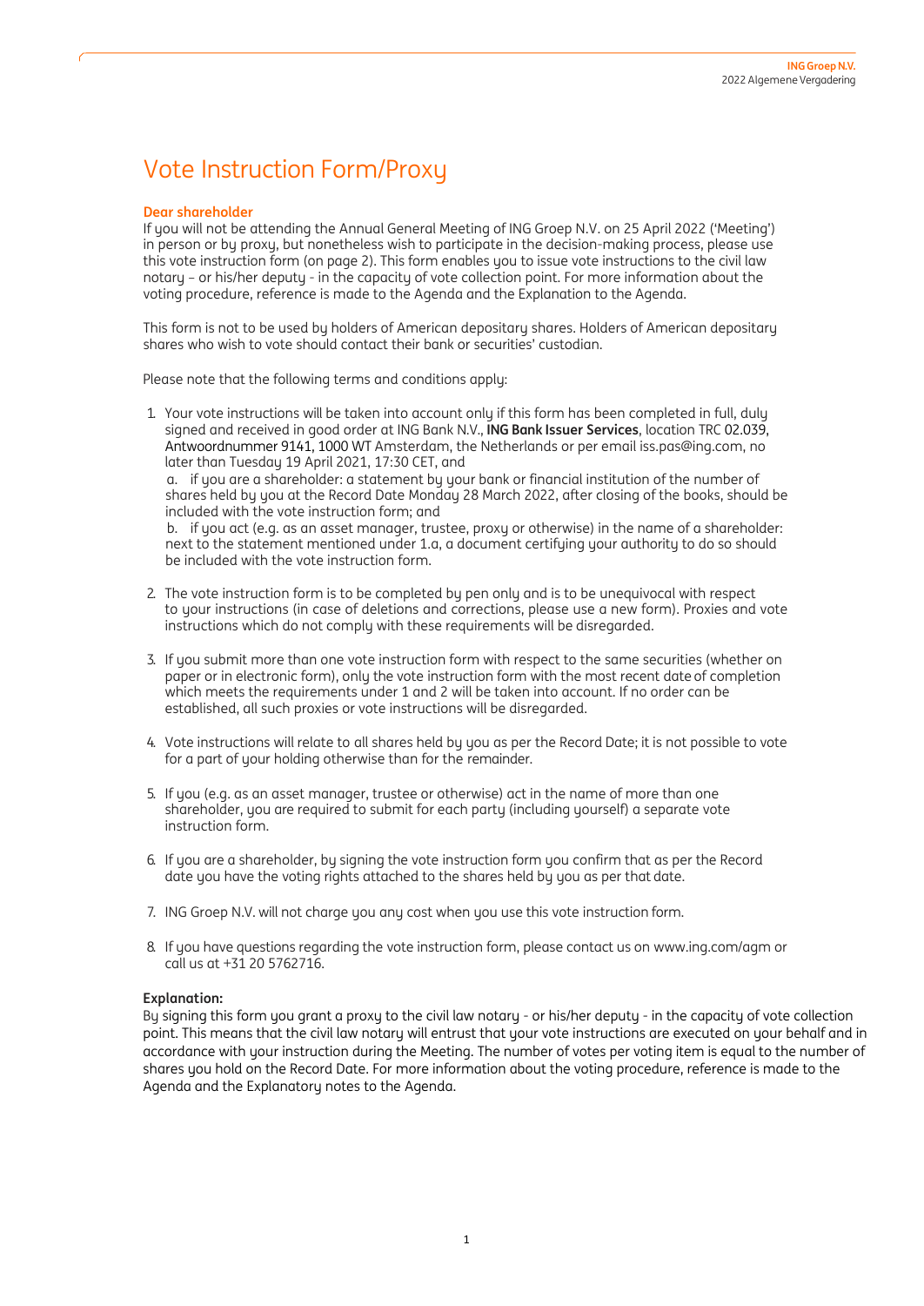# Vote Instruction Form/Proxy

**Dear shareholder**

If you will not be attending the Annual General Meeting of ING Groep N.V. on 25 April 2022 ('Meeting') in person or by proxy, but nonetheless wish to participate in the decision-making process, please use this vote instruction form (on page 2). This form enables you to issue vote instructions to the civil law notary – or his/her deputy - in the capacity of vote collection point. For more information about the voting procedure, reference is made to the Agenda and the Explanation to the Agenda.

This form is not to be used by holders of American depositary shares. Holders of American depositary shares who wish to vote should contact their bank or securities' custodian.

Please note that the following terms and conditions apply:

1. Your vote instructions will be taken into account only if this form has been completed in full, duly signed and received in good order at ING Bank N.V., **ING Bank Issuer Services**, location TRC 02.039, Antwoordnummer 9141, 1000 WT Amsterdam, the Netherlands or per email iss.pas@ing.com, no later than Tuesday 19 April 2021, 17:30 CET, and
   a. if you are a shareholder: a statement by your bank or financial institution of the number of shares held by you at the Record Date Monday 28 March 2022, after closing of the books, should be included with the vote instruction form; and
   b. if you act (e.g. as an asset manager, trustee, proxy or otherwise) in the name of a shareholder: next to the statement mentioned under 1.a, a document certifying your authority to do so should be included with the vote instruction form.

2. The vote instruction form is to be completed by pen only and is to be unequivocal with respect to your instructions (in case of deletions and corrections, please use a new form). Proxies and vote instructions which do not comply with these requirements will be disregarded.

3. If you submit more than one vote instruction form with respect to the same securities (whether on paper or in electronic form), only the vote instruction form with the most recent date of completion which meets the requirements under 1 and 2 will be taken into account. If no order can be established, all such proxies or vote instructions will be disregarded.

4. Vote instructions will relate to all shares held by you as per the Record Date; it is not possible to vote for a part of your holding otherwise than for the remainder.

5. If you (e.g. as an asset manager, trustee or otherwise) act in the name of more than one shareholder, you are required to submit for each party (including yourself) a separate vote instruction form.

6. If you are a shareholder, by signing the vote instruction form you confirm that as per the Record date you have the voting rights attached to the shares held by you as per that date.

7. ING Groep N.V. will not charge you any cost when you use this vote instruction form.

8. If you have questions regarding the vote instruction form, please contact us on www.ing.com/agm or call us at +31 20 5762716.

**Explanation:**

By signing this form you grant a proxy to the civil law notary - or his/her deputy - in the capacity of vote collection point. This means that the civil law notary will entrust that your vote instructions are executed on your behalf and in accordance with your instruction during the Meeting. The number of votes per voting item is equal to the number of shares you hold on the Record Date. For more information about the voting procedure, reference is made to the Agenda and the Explanatory notes to the Agenda.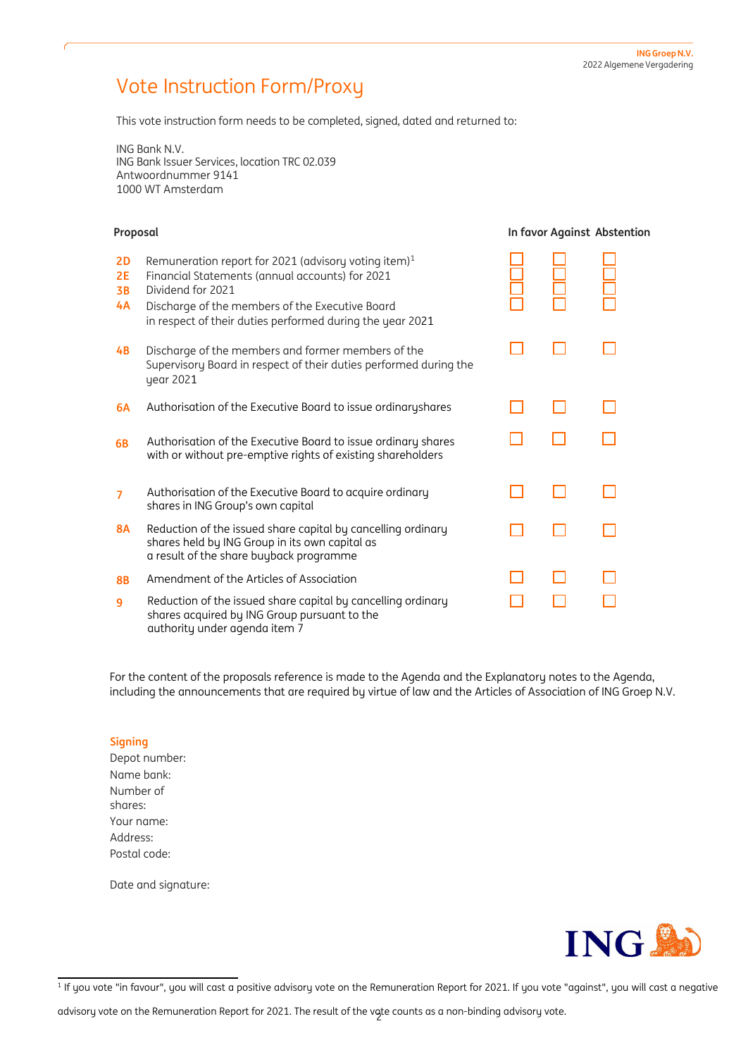# Vote Instruction Form/Proxy

This vote instruction form needs to be completed, signed, dated and returned to:

ING Bank N.V.
ING Bank Issuer Services, location TRC 02.039
Antwoordnummer 9141
1000 WT Amsterdam

| | Proposal | In favor | Against | Abstention |
|---|---|---|---|---|
| 2D | Remuneration report for 2021 (advisory voting item)[1] | ☐ | ☐ | ☐ |
| 2E | Financial Statements (annual accounts) for 2021 | ☐ | ☐ | ☐ |
| 3B | Dividend for 2021 | ☐ | ☐ | ☐ |
| 4A | Discharge of the members of the Executive Board in respect of their duties performed during the year 2021 | ☐ | ☐ | ☐ |
| 4B | Discharge of the members and former members of the Supervisory Board in respect of their duties performed during the year 2021 | ☐ | ☐ | ☐ |
| 6A | Authorisation of the Executive Board to issue ordinaryshares | ☐ | ☐ | ☐ |
| 6B | Authorisation of the Executive Board to issue ordinary shares with or without pre-emptive rights of existing shareholders | ☐ | ☐ | ☐ |
| 7 | Authorisation of the Executive Board to acquire ordinary shares in ING Group's own capital | ☐ | ☐ | ☐ |
| 8A | Reduction of the issued share capital by cancelling ordinary shares held by ING Group in its own capital as a result of the share buyback programme | ☐ | ☐ | ☐ |
| 8B | Amendment of the Articles of Association | ☐ | ☐ | ☐ |
| 9 | Reduction of the issued share capital by cancelling ordinary shares acquired by ING Group pursuant to the authority under agenda item 7 | ☐ | ☐ | ☐ |

For the content of the proposals reference is made to the Agenda and the Explanatory notes to the Agenda, including the announcements that are required by virtue of law and the Articles of Association of ING Groep N.V.

## Signing

Depot number:
Name bank:
Number of shares:
Your name:
Address:
Postal code:

Date and signature:

ING

[1] If you vote "in favour", you will cast a positive advisory vote on the Remuneration Report for 2021. If you vote "against", you will cast a negative advisory vote on the Remuneration Report for 2021. The result of the vote counts as a non-binding advisory vote.